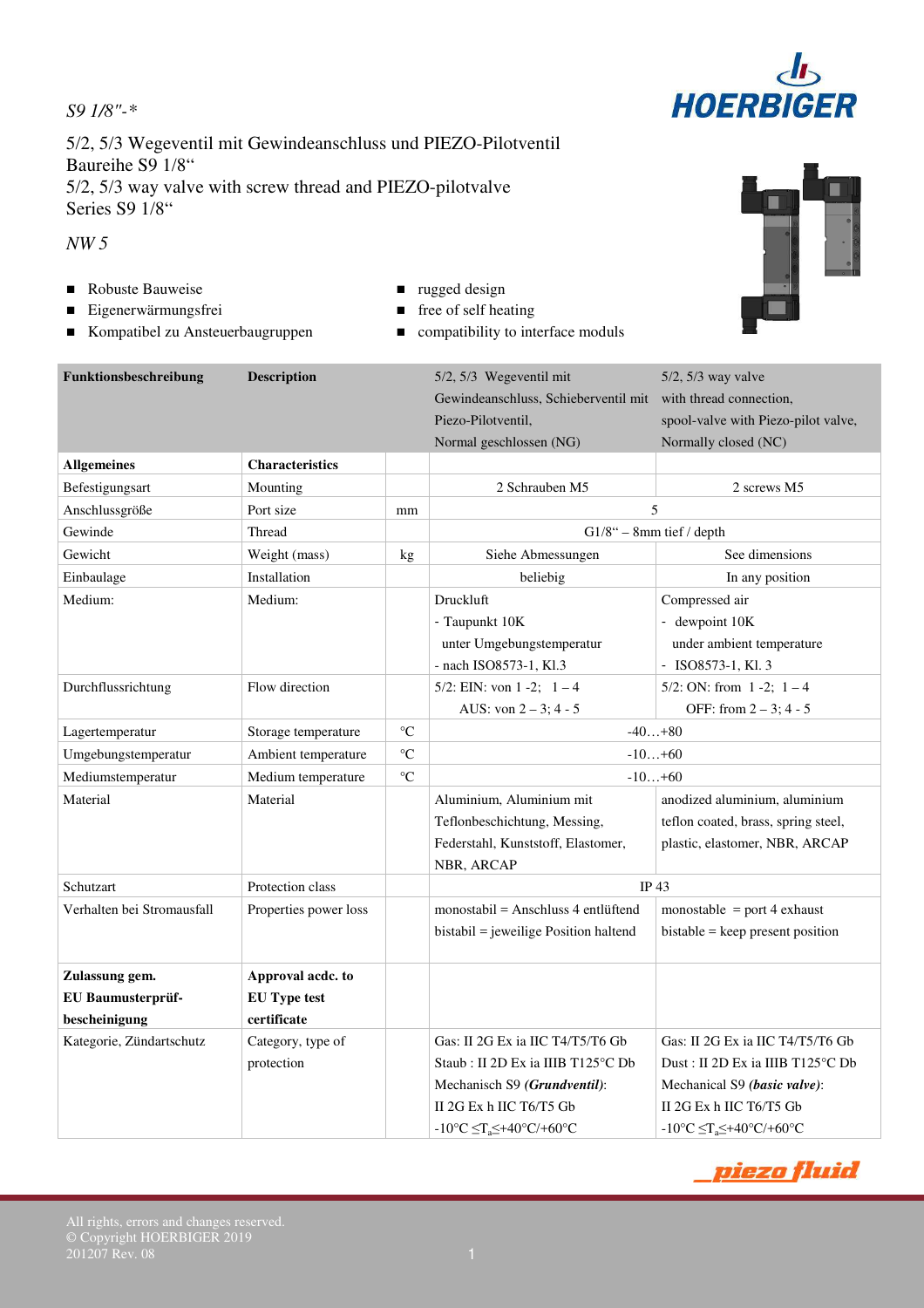*S9 1/8"-\**

5/2, 5/3 Wegeventil mit Gewindeanschluss und PIEZO-Pilotventil
Baureihe S9 1/8“
5/2, 5/3 way valve with screw thread and PIEZO-pilotvalve
Series S9 1/8“

*NW 5*

- Robuste Bauweise
- Eigenerwärmungsfrei
- Kompatibel zu Ansteuerbaugruppen

- rugged design
- free of self heating
- compatibility to interface moduls

| **Funktionsbeschreibung** | **Description** | | 5/2, 5/3 Wegeventil mit Gewindeanschluss, Schieberventil mit Piezo-Pilotventil, Normal geschlossen (NG) | 5/2, 5/3 way valve with thread connection, spool-valve with Piezo-pilot valve, Normally closed (NC) |
|---|---|---|---|---|
| **Allgemeines** | **Characteristics** | | | |
| Befestigungsart | Mounting | | 2 Schrauben M5 | 2 screws M5 |
| Anschlussgröße | Port size | mm | 5 | |
| Gewinde | Thread | | G1/8“ – 8mm tief / depth | |
| Gewicht | Weight (mass) | kg | Siehe Abmessungen | See dimensions |
| Einbaulage | Installation | | beliebig | In any position |
| Medium: | Medium: | | Druckluft<br>- Taupunkt 10K unter Umgebungstemperatur<br>- nach ISO8573-1, Kl.3 | Compressed air<br>- dewpoint 10K under ambient temperature<br>- ISO8573-1, Kl. 3 |
| Durchflussrichtung | Flow direction | | 5/2: EIN: von 1 -2; 1 – 4<br>AUS: von 2 – 3; 4 - 5 | 5/2: ON: from 1 -2; 1 – 4<br>OFF: from 2 – 3; 4 - 5 |
| Lagertemperatur | Storage temperature | °C | -40…+80 | |
| Umgebungstemperatur | Ambient temperature | °C | -10…+60 | |
| Mediumstemperatur | Medium temperature | °C | -10…+60 | |
| Material | Material | | Aluminium, Aluminium mit Teflonbeschichtung, Messing, Federstahl, Kunststoff, Elastomer, NBR, ARCAP | anodized aluminium, aluminium teflon coated, brass, spring steel, plastic, elastomer, NBR, ARCAP |
| Schutzart | Protection class | | IP 43 | |
| Verhalten bei Stromausfall | Properties power loss | | monostabil = Anschluss 4 entlüftend<br>bistabil = jeweilige Position haltend | monostable = port 4 exhaust<br>bistable = keep present position |
| **Zulassung gem. EU Baumusterprüf-bescheinigung** | **Approval acdc. to EU Type test certificate** | | | |
| Kategorie, Zündartschutz | Category, type of protection | | Gas: II 2G Ex ia IIC T4/T5/T6 Gb<br>Staub : II 2D Ex ia IIIB T125°C Db<br>Mechanisch S9 ***(Grundventil)***:<br>II 2G Ex h IIC T6/T5 Gb<br>-10°C ≤$T_a$≤+40°C/+60°C | Gas: II 2G Ex ia IIC T4/T5/T6 Gb<br>Dust : II 2D Ex ia IIIB T125°C Db<br>Mechanical S9 ***(basic valve)***:<br>II 2G Ex h IIC T6/T5 Gb<br>-10°C ≤$T_a$≤+40°C/+60°C |

All rights, errors and changes reserved.
© Copyright HOERBIGER 2019
201207 Rev. 08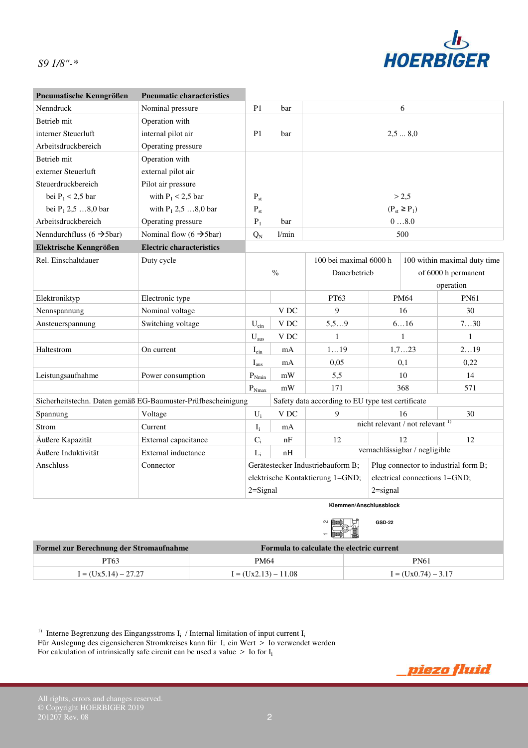S9 1/8"-*

| Pneumatische Kenngrößen | Pneumatic characteristics | | | | | |
|---|---|---|---|---|---|---|
| Nenndruck | Nominal pressure | P1 | bar | 6 | | |
| Betrieb mit interner Steuerluft Arbeitsdruckbereich | Operation with internal pilot air Operating pressure | P1 | bar | 2,5 ... 8,0 | | |
| Betrieb mit externer Steuerluft Steuerdruckbereich | Operation with external pilot air Pilot air pressure | | | | | |
| bei $P_1$ < 2,5 bar | with $P_1$ < 2,5 bar | $P_{st}$ | | > 2,5 | | |
| bei $P_1$ 2,5 …8,0 bar | with $P_1$ 2,5 …8,0 bar | $P_{st}$ | | ($P_{st} \geq P_1$) | | |
| Arbeitsdruckbereich | Operating pressure | $P_1$ | bar | 0 …8.0 | | |
| Nenndurchfluss (6 →5bar) | Nominal flow (6 →5bar) | $Q_N$ | l/min | 500 | | |
| **Elektrische Kenngrößen** | **Electric characteristics** | | | | | |
| Rel. Einschaltdauer | Duty cycle | % | | 100 bei maximal 6000 h Dauerbetrieb | 100 within maximal duty time of 6000 h permanent operation | |
| Elektroniktyp | Electronic type | | | PT63 | PM64 | PN61 |
| Nennspannung | Nominal voltage | | V DC | 9 | 16 | 30 |
| Ansteuerspannung | Switching voltage | $U_{ein}$ | V DC | 5,5…9 | 6…16 | 7…30 |
| | | $U_{aus}$ | V DC | 1 | 1 | 1 |
| Haltestrom | On current | $I_{ein}$ | mA | 1…19 | 1,7…23 | 2…19 |
| | | $I_{aus}$ | mA | 0,05 | 0,1 | 0,22 |
| Leistungsaufnahme | Power consumption | $P_{Nmin}$ | mW | 5,5 | 10 | 14 |
| | | $P_{Nmax}$ | mW | 171 | 368 | 571 |
| Sicherheitstechn. Daten gemäß EG-Baumuster-Prüfbescheinigung | | | Safety data according to EU type test certificate | | | |
| Spannung | Voltage | $U_i$ | V DC | 9 | 16 | 30 |
| Strom | Current | $I_i$ | mA | nicht relevant / not relevant [1] | | |
| Äußere Kapazität | External capacitance | $C_i$ | nF | 12 | 12 | 12 |
| Äußere Induktivität | External inductance | $L_i$ | nH | vernachlässigbar / negligible | | |
| Anschluss | Connector | Gerätestecker Industriebauform B; elektrische Kontaktierung 1=GND; 2=Signal | | | Plug connector to industrial form B; electrical connections 1=GND; 2=signal | |

Klemmen/Anschlussblock

GSD-22

| Formel zur Berechnung der Stromaufnahme | Formula to calculate the electric current | |
|---|---|---|
| PT63 | PM64 | PN61 |
| I = (Ux5.14) – 27.27 | I = (Ux2.13) – 11.08 | I = (Ux0.74) – 3.17 |

[1] Interne Begrenzung des Eingangsstroms $I_i$ / Internal limitation of input current $I_i$
Für Auslegung des eigensicheren Stromkreises kann für $I_i$ ein Wert > Io verwendet werden
For calculation of intrinsically safe circuit can be used a value > Io for $I_i$

All rights, errors and changes reserved.
© Copyright HOERBIGER 2019
201207 Rev. 08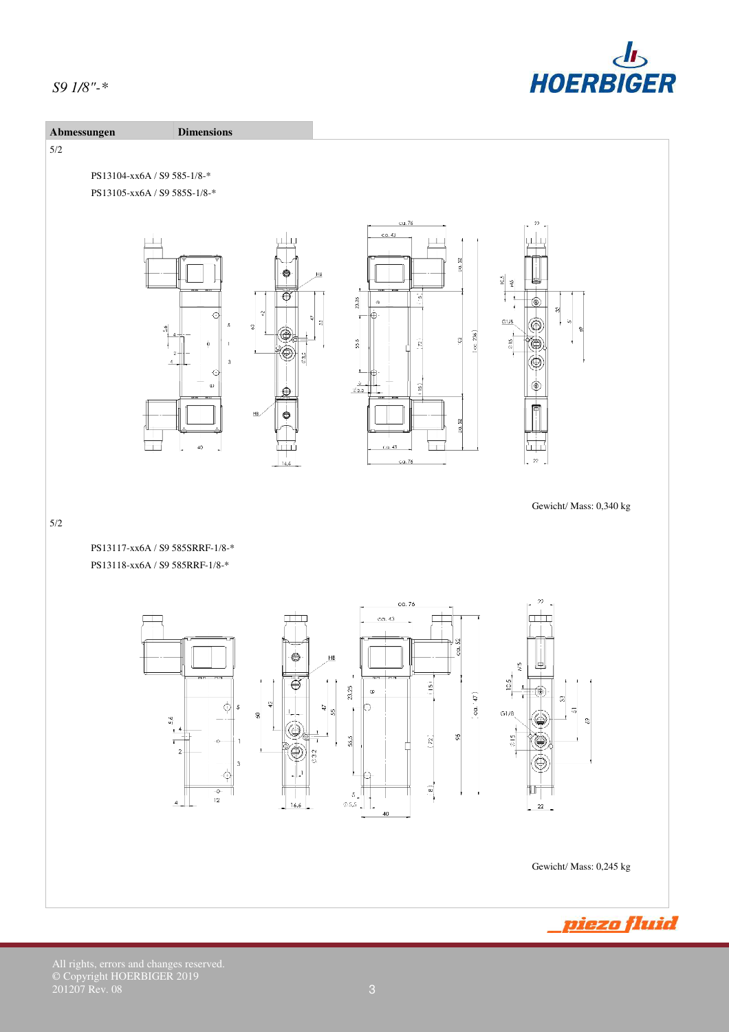| Abmessungen | Dimensions |
|---|---|

5/2

PS13104-xx6A / S9 585-1/8-*

PS13105-xx6A / S9 585S-1/8-*

Gewicht/ Mass: 0,340 kg

5/2

PS13117-xx6A / S9 585SRRF-1/8-*

PS13118-xx6A / S9 585RRF-1/8-*

Gewicht/ Mass: 0,245 kg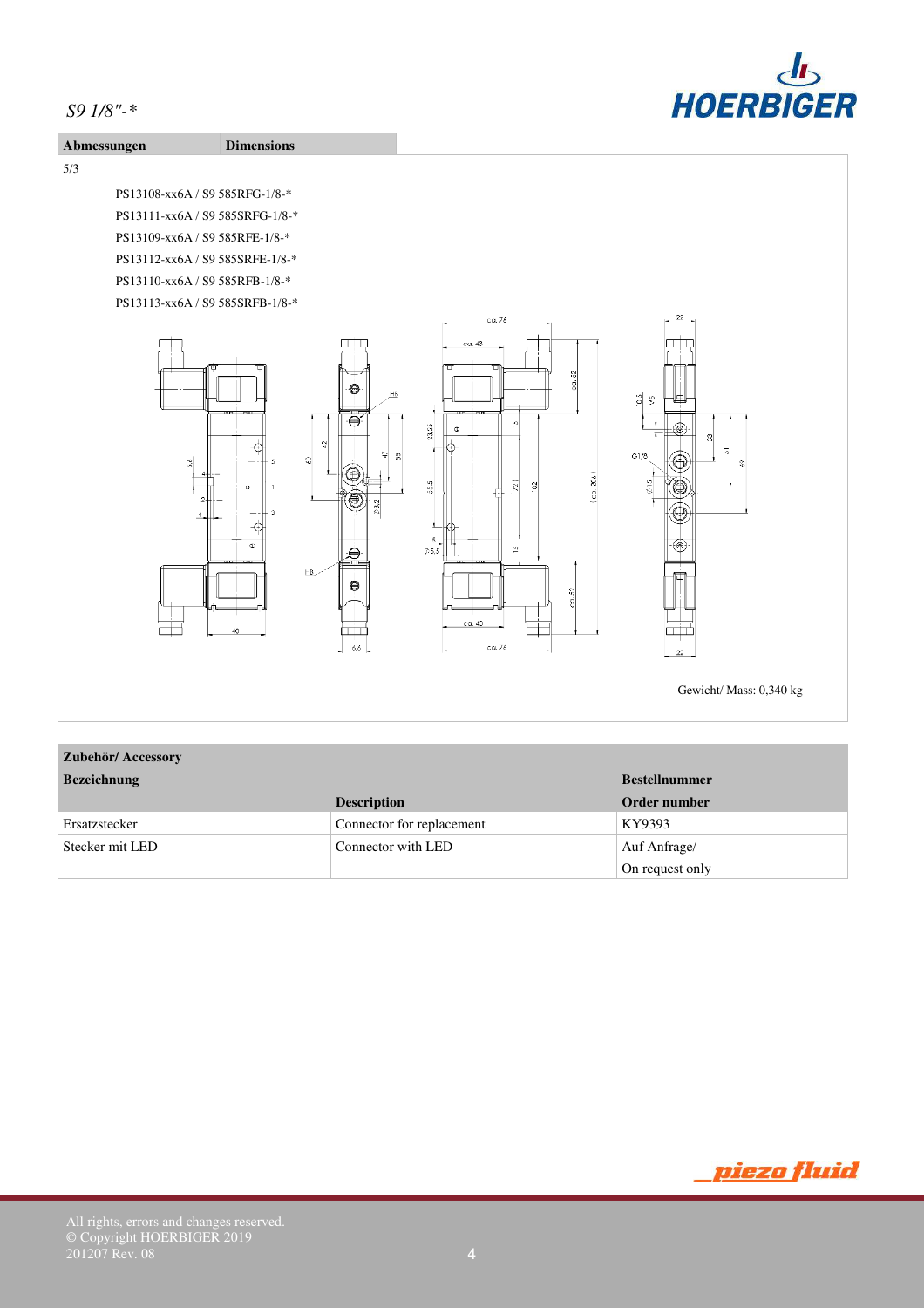*S9 1/8"-**

## Abmessungen / Dimensions

5/3

PS13108-xx6A / S9 585RFG-1/8-*

PS13111-xx6A / S9 585SRFG-1/8-*

PS13109-xx6A / S9 585RFE-1/8-*

PS13112-xx6A / S9 585SRFE-1/8-*

PS13110-xx6A / S9 585RFB-1/8-*

PS13113-xx6A / S9 585SRFB-1/8-*

Gewicht/ Mass: 0,340 kg

| Zubehör/ Accessory | | |
|---|---|---|
| **Bezeichnung** | **Description** | **Bestellnummer Order number** |
| Ersatzstecker | Connector for replacement | KY9393 |
| Stecker mit LED | Connector with LED | Auf Anfrage/ On request only |

All rights, errors and changes reserved.
© Copyright HOERBIGER 2019
201207 Rev. 08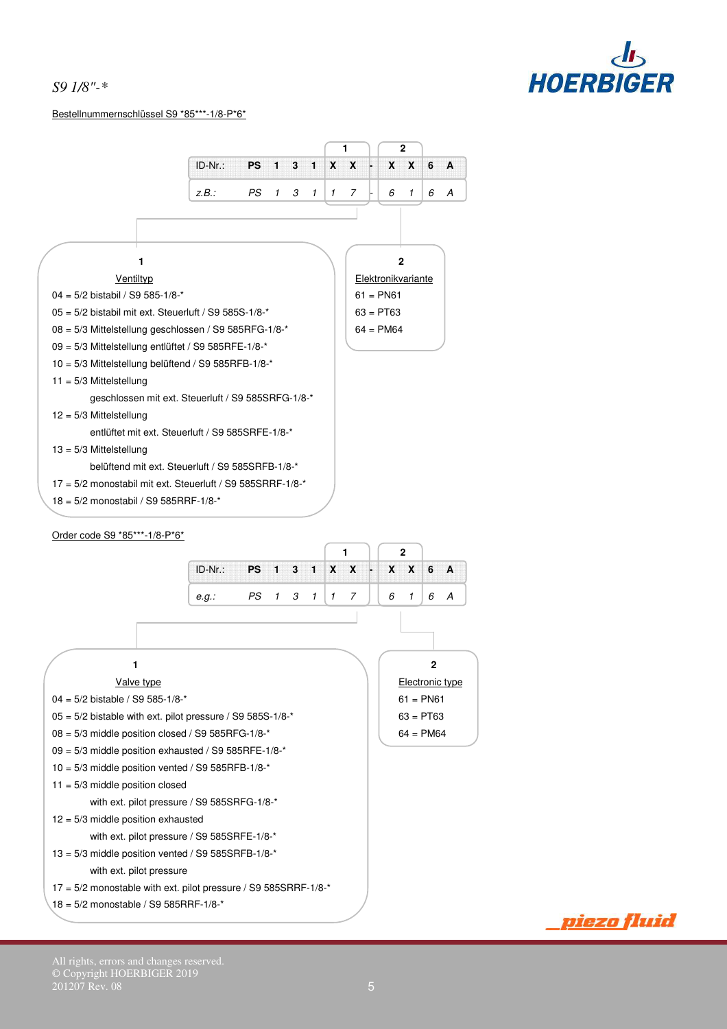*S9 1/8"-**

Bestellnummernschlüssel S9 *85***-1/8-P*6*

| | | | | | 1 | | | 2 | | | |
|---|---|---|---|---|---|---|---|---|---|---|---|
| ID-Nr.: | PS | 1 | 3 | 1 | X | X | - | X | X | 6 | A |
| z.B.: | PS | 1 | 3 | 1 | 1 | 7 | - | 6 | 1 | 6 | A |

**1**

Ventiltyp

04 = 5/2 bistabil / S9 585-1/8-*
05 = 5/2 bistabil mit ext. Steuerluft / S9 585S-1/8-*
08 = 5/3 Mittelstellung geschlossen / S9 585RFG-1/8-*
09 = 5/3 Mittelstellung entlüftet / S9 585RFE-1/8-*
10 = 5/3 Mittelstellung belüftend / S9 585RFB-1/8-*
11 = 5/3 Mittelstellung geschlossen mit ext. Steuerluft / S9 585SRFG-1/8-*
12 = 5/3 Mittelstellung entlüftet mit ext. Steuerluft / S9 585SRFE-1/8-*
13 = 5/3 Mittelstellung belüftend mit ext. Steuerluft / S9 585SRFB-1/8-*
17 = 5/2 monostabil mit ext. Steuerluft / S9 585SRRF-1/8-*
18 = 5/2 monostabil / S9 585RRF-1/8-*

**2**

Elektronikvariante

61 = PN61
63 = PT63
64 = PM64

Order code S9 *85***-1/8-P*6*

| | | | | | 1 | | | 2 | | | |
|---|---|---|---|---|---|---|---|---|---|---|---|
| ID-Nr.: | PS | 1 | 3 | 1 | X | X | - | X | X | 6 | A |
| e.g.: | PS | 1 | 3 | 1 | 1 | 7 | | 6 | 1 | 6 | A |

**1**

Valve type

04 = 5/2 bistable / S9 585-1/8-*
05 = 5/2 bistable with ext. pilot pressure / S9 585S-1/8-*
08 = 5/3 middle position closed / S9 585RFG-1/8-*
09 = 5/3 middle position exhausted / S9 585RFE-1/8-*
10 = 5/3 middle position vented / S9 585RFB-1/8-*
11 = 5/3 middle position closed with ext. pilot pressure / S9 585SRFG-1/8-*
12 = 5/3 middle position exhausted with ext. pilot pressure / S9 585SRFE-1/8-*
13 = 5/3 middle position vented / S9 585SRFB-1/8-* with ext. pilot pressure
17 = 5/2 monostable with ext. pilot pressure / S9 585SRRF-1/8-*
18 = 5/2 monostable / S9 585RRF-1/8-*

**2**

Electronic type

61 = PN61
63 = PT63
64 = PM64

All rights, errors and changes reserved.
© Copyright HOERBIGER 2019
201207 Rev. 08